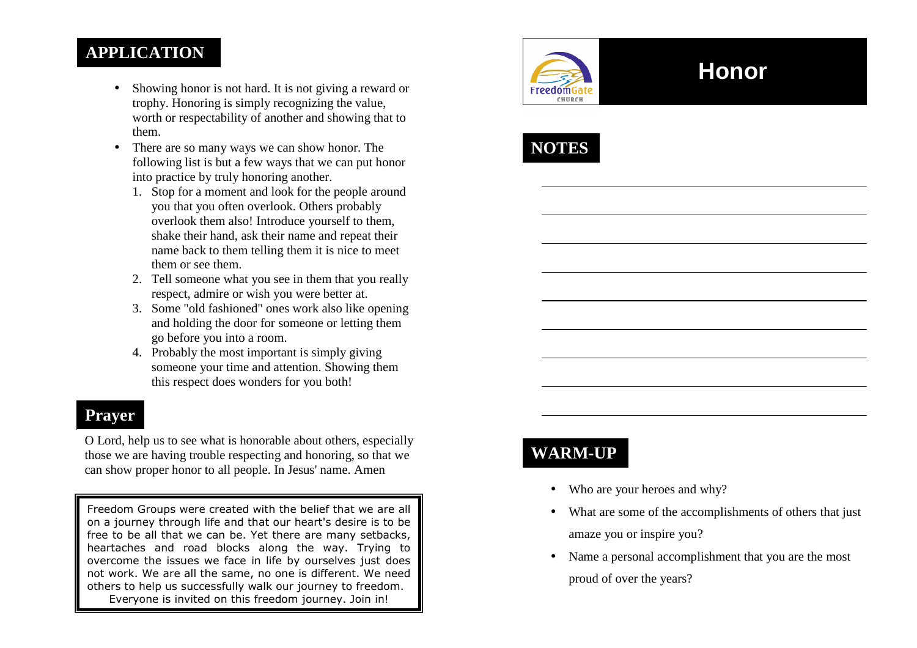## APPLICATION

- Showing honor is not hard. It is not giving a reward or trophy. Honoring is simply recognizing the value, worth or respectability of another and showing that to them.
- There are so many ways we can show honor. The following list is but a few ways that we can put honor into practice by truly honoring another.
  1. Stop for a moment and look for the people around you that you often overlook. Others probably overlook them also! Introduce yourself to them, shake their hand, ask their name and repeat their name back to them telling them it is nice to meet them or see them.
  2. Tell someone what you see in them that you really respect, admire or wish you were better at.
  3. Some "old fashioned" ones work also like opening and holding the door for someone or letting them go before you into a room.
  4. Probably the most important is simply giving someone your time and attention. Showing them this respect does wonders for you both!

## Prayer

O Lord, help us to see what is honorable about others, especially those we are having trouble respecting and honoring, so that we can show proper honor to all people. In Jesus' name. Amen

> Freedom Groups were created with the belief that we are all on a journey through life and that our heart's desire is to be free to be all that we can be. Yet there are many setbacks, heartaches and road blocks along the way. Trying to overcome the issues we face in life by ourselves just does not work. We are all the same, no one is different. We need others to help us successfully walk our journey to freedom. Everyone is invited on this freedom journey. Join in!

FreedomGate CHURCH

# Honor

## NOTES

________________________________________

________________________________________

________________________________________

________________________________________

________________________________________

________________________________________

________________________________________

________________________________________

________________________________________

## WARM-UP

- Who are your heroes and why?
- What are some of the accomplishments of others that just amaze you or inspire you?
- Name a personal accomplishment that you are the most proud of over the years?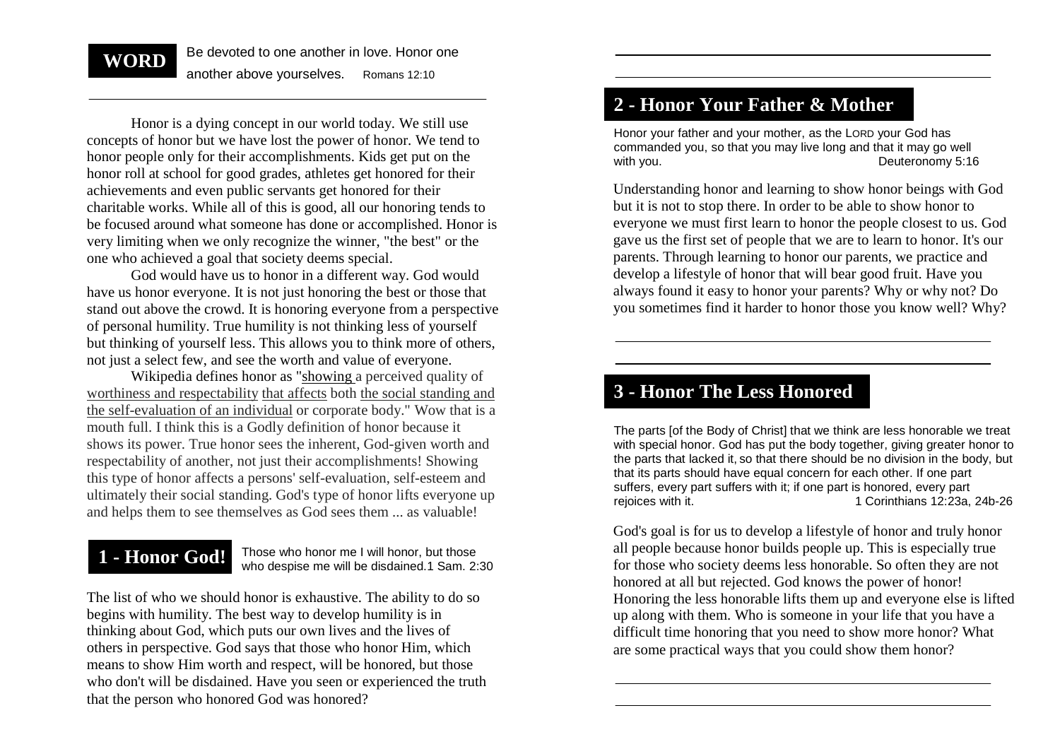**WORD** Be devoted to one another in love. Honor one another above yourselves. Romans 12:10

Honor is a dying concept in our world today. We still use concepts of honor but we have lost the power of honor. We tend to honor people only for their accomplishments. Kids get put on the honor roll at school for good grades, athletes get honored for their achievements and even public servants get honored for their charitable works. While all of this is good, all our honoring tends to be focused around what someone has done or accomplished. Honor is very limiting when we only recognize the winner, "the best" or the one who achieved a goal that society deems special.

God would have us to honor in a different way. God would have us honor everyone. It is not just honoring the best or those that stand out above the crowd. It is honoring everyone from a perspective of personal humility. True humility is not thinking less of yourself but thinking of yourself less. This allows you to think more of others, not just a select few, and see the worth and value of everyone.

Wikipedia defines honor as "showing a perceived quality of worthiness and respectability that affects both the social standing and the self-evaluation of an individual or corporate body." Wow that is a mouth full. I think this is a Godly definition of honor because it shows its power. True honor sees the inherent, God-given worth and respectability of another, not just their accomplishments! Showing this type of honor affects a persons' self-evaluation, self-esteem and ultimately their social standing. God's type of honor lifts everyone up and helps them to see themselves as God sees them ... as valuable!

## 1 - Honor God!

Those who honor me I will honor, but those who despise me will be disdained.1 Sam. 2:30

The list of who we should honor is exhaustive. The ability to do so begins with humility. The best way to develop humility is in thinking about God, which puts our own lives and the lives of others in perspective. God says that those who honor Him, which means to show Him worth and respect, will be honored, but those who don't will be disdained. Have you seen or experienced the truth that the person who honored God was honored?

## 2 - Honor Your Father & Mother

Honor your father and your mother, as the LORD your God has commanded you, so that you may live long and that it may go well with you. Deuteronomy 5:16

Understanding honor and learning to show honor beings with God but it is not to stop there. In order to be able to show honor to everyone we must first learn to honor the people closest to us. God gave us the first set of people that we are to learn to honor. It's our parents. Through learning to honor our parents, we practice and develop a lifestyle of honor that will bear good fruit. Have you always found it easy to honor your parents? Why or why not? Do you sometimes find it harder to honor those you know well? Why?

## 3 - Honor The Less Honored

The parts [of the Body of Christ] that we think are less honorable we treat with special honor. God has put the body together, giving greater honor to the parts that lacked it, so that there should be no division in the body, but that its parts should have equal concern for each other. If one part suffers, every part suffers with it; if one part is honored, every part rejoices with it. 1 Corinthians 12:23a, 24b-26

God's goal is for us to develop a lifestyle of honor and truly honor all people because honor builds people up. This is especially true for those who society deems less honorable. So often they are not honored at all but rejected. God knows the power of honor! Honoring the less honorable lifts them up and everyone else is lifted up along with them. Who is someone in your life that you have a difficult time honoring that you need to show more honor? What are some practical ways that you could show them honor?